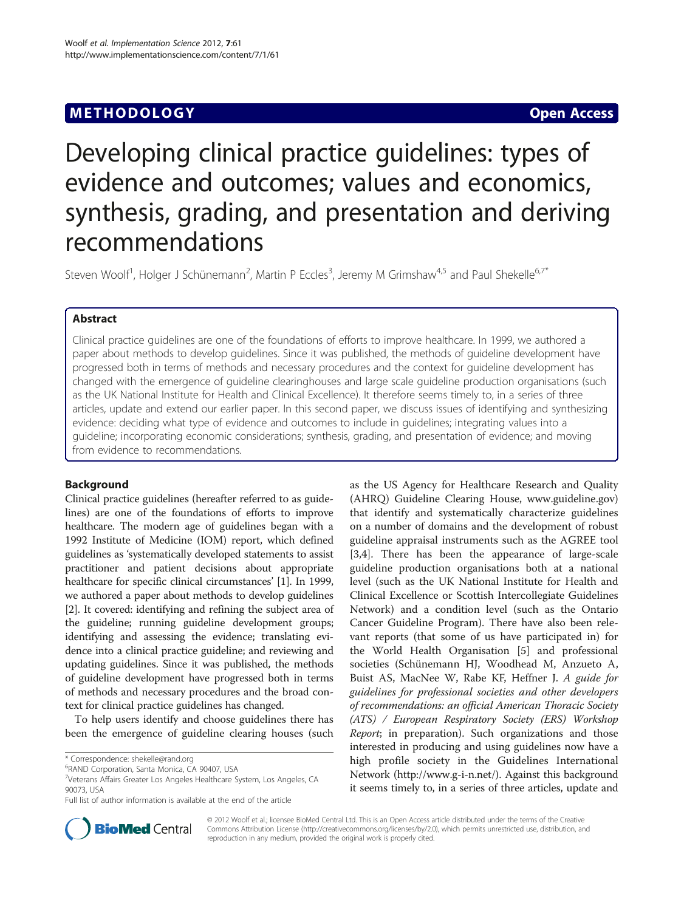**METHODOLOGY** **Open Access**

# Developing clinical practice guidelines: types of evidence and outcomes; values and economics, synthesis, grading, and presentation and deriving recommendations

Steven Woolf[1], Holger J Schünemann[2], Martin P Eccles[3], Jeremy M Grimshaw[4,5] and Paul Shekelle[6,7*]

## Abstract

Clinical practice guidelines are one of the foundations of efforts to improve healthcare. In 1999, we authored a paper about methods to develop guidelines. Since it was published, the methods of guideline development have progressed both in terms of methods and necessary procedures and the context for guideline development has changed with the emergence of guideline clearinghouses and large scale guideline production organisations (such as the UK National Institute for Health and Clinical Excellence). It therefore seems timely to, in a series of three articles, update and extend our earlier paper. In this second paper, we discuss issues of identifying and synthesizing evidence: deciding what type of evidence and outcomes to include in guidelines; integrating values into a guideline; incorporating economic considerations; synthesis, grading, and presentation of evidence; and moving from evidence to recommendations.

## Background

Clinical practice guidelines (hereafter referred to as guidelines) are one of the foundations of efforts to improve healthcare. The modern age of guidelines began with a 1992 Institute of Medicine (IOM) report, which defined guidelines as 'systematically developed statements to assist practitioner and patient decisions about appropriate healthcare for specific clinical circumstances' [1]. In 1999, we authored a paper about methods to develop guidelines [2]. It covered: identifying and refining the subject area of the guideline; running guideline development groups; identifying and assessing the evidence; translating evidence into a clinical practice guideline; and reviewing and updating guidelines. Since it was published, the methods of guideline development have progressed both in terms of methods and necessary procedures and the broad context for clinical practice guidelines has changed.

To help users identify and choose guidelines there has been the emergence of guideline clearing houses (such as the US Agency for Healthcare Research and Quality (AHRQ) Guideline Clearing House, www.guideline.gov) that identify and systematically characterize guidelines on a number of domains and the development of robust guideline appraisal instruments such as the AGREE tool [3,4]. There has been the appearance of large-scale guideline production organisations both at a national level (such as the UK National Institute for Health and Clinical Excellence or Scottish Intercollegiate Guidelines Network) and a condition level (such as the Ontario Cancer Guideline Program). There have also been relevant reports (that some of us have participated in) for the World Health Organisation [5] and professional societies (Schünemann HJ, Woodhead M, Anzueto A, Buist AS, MacNee W, Rabe KF, Heffner J. *A guide for guidelines for professional societies and other developers of recommendations: an official American Thoracic Society (ATS) / European Respiratory Society (ERS) Workshop Report*; in preparation). Such organizations and those interested in producing and using guidelines now have a high profile society in the Guidelines International Network (http://www.g-i-n.net/). Against this background it seems timely to, in a series of three articles, update and

\* Correspondence: shekelle@rand.org
[6]RAND Corporation, Santa Monica, CA 90407, USA
[7]Veterans Affairs Greater Los Angeles Healthcare System, Los Angeles, CA 90073, USA
Full list of author information is available at the end of the article

© 2012 Woolf et al.; licensee BioMed Central Ltd. This is an Open Access article distributed under the terms of the Creative Commons Attribution License (http://creativecommons.org/licenses/by/2.0), which permits unrestricted use, distribution, and reproduction in any medium, provided the original work is properly cited.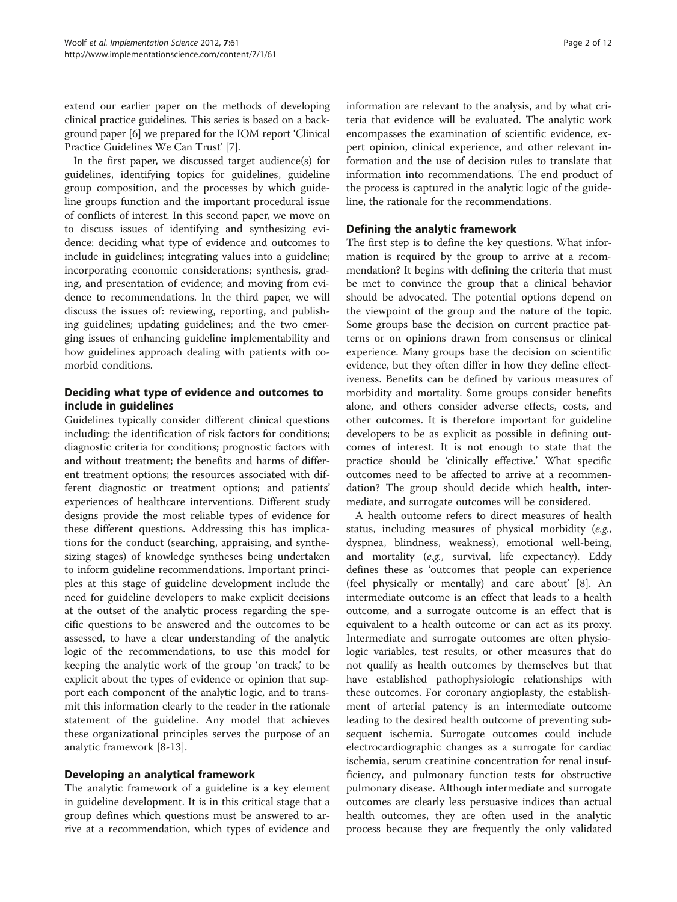extend our earlier paper on the methods of developing clinical practice guidelines. This series is based on a background paper [6] we prepared for the IOM report 'Clinical Practice Guidelines We Can Trust' [7].

In the first paper, we discussed target audience(s) for guidelines, identifying topics for guidelines, guideline group composition, and the processes by which guideline groups function and the important procedural issue of conflicts of interest. In this second paper, we move on to discuss issues of identifying and synthesizing evidence: deciding what type of evidence and outcomes to include in guidelines; integrating values into a guideline; incorporating economic considerations; synthesis, grading, and presentation of evidence; and moving from evidence to recommendations. In the third paper, we will discuss the issues of: reviewing, reporting, and publishing guidelines; updating guidelines; and the two emerging issues of enhancing guideline implementability and how guidelines approach dealing with patients with comorbid conditions.

## Deciding what type of evidence and outcomes to include in guidelines

Guidelines typically consider different clinical questions including: the identification of risk factors for conditions; diagnostic criteria for conditions; prognostic factors with and without treatment; the benefits and harms of different treatment options; the resources associated with different diagnostic or treatment options; and patients' experiences of healthcare interventions. Different study designs provide the most reliable types of evidence for these different questions. Addressing this has implications for the conduct (searching, appraising, and synthesizing stages) of knowledge syntheses being undertaken to inform guideline recommendations. Important principles at this stage of guideline development include the need for guideline developers to make explicit decisions at the outset of the analytic process regarding the specific questions to be answered and the outcomes to be assessed, to have a clear understanding of the analytic logic of the recommendations, to use this model for keeping the analytic work of the group 'on track,' to be explicit about the types of evidence or opinion that support each component of the analytic logic, and to transmit this information clearly to the reader in the rationale statement of the guideline. Any model that achieves these organizational principles serves the purpose of an analytic framework [8-13].

## Developing an analytical framework

The analytic framework of a guideline is a key element in guideline development. It is in this critical stage that a group defines which questions must be answered to arrive at a recommendation, which types of evidence and information are relevant to the analysis, and by what criteria that evidence will be evaluated. The analytic work encompasses the examination of scientific evidence, expert opinion, clinical experience, and other relevant information and the use of decision rules to translate that information into recommendations. The end product of the process is captured in the analytic logic of the guideline, the rationale for the recommendations.

## Defining the analytic framework

The first step is to define the key questions. What information is required by the group to arrive at a recommendation? It begins with defining the criteria that must be met to convince the group that a clinical behavior should be advocated. The potential options depend on the viewpoint of the group and the nature of the topic. Some groups base the decision on current practice patterns or on opinions drawn from consensus or clinical experience. Many groups base the decision on scientific evidence, but they often differ in how they define effectiveness. Benefits can be defined by various measures of morbidity and mortality. Some groups consider benefits alone, and others consider adverse effects, costs, and other outcomes. It is therefore important for guideline developers to be as explicit as possible in defining outcomes of interest. It is not enough to state that the practice should be 'clinically effective.' What specific outcomes need to be affected to arrive at a recommendation? The group should decide which health, intermediate, and surrogate outcomes will be considered.

A health outcome refers to direct measures of health status, including measures of physical morbidity (*e.g.*, dyspnea, blindness, weakness), emotional well-being, and mortality (*e.g.*, survival, life expectancy). Eddy defines these as 'outcomes that people can experience (feel physically or mentally) and care about' [8]. An intermediate outcome is an effect that leads to a health outcome, and a surrogate outcome is an effect that is equivalent to a health outcome or can act as its proxy. Intermediate and surrogate outcomes are often physiologic variables, test results, or other measures that do not qualify as health outcomes by themselves but that have established pathophysiologic relationships with these outcomes. For coronary angioplasty, the establishment of arterial patency is an intermediate outcome leading to the desired health outcome of preventing subsequent ischemia. Surrogate outcomes could include electrocardiographic changes as a surrogate for cardiac ischemia, serum creatinine concentration for renal insufficiency, and pulmonary function tests for obstructive pulmonary disease. Although intermediate and surrogate outcomes are clearly less persuasive indices than actual health outcomes, they are often used in the analytic process because they are frequently the only validated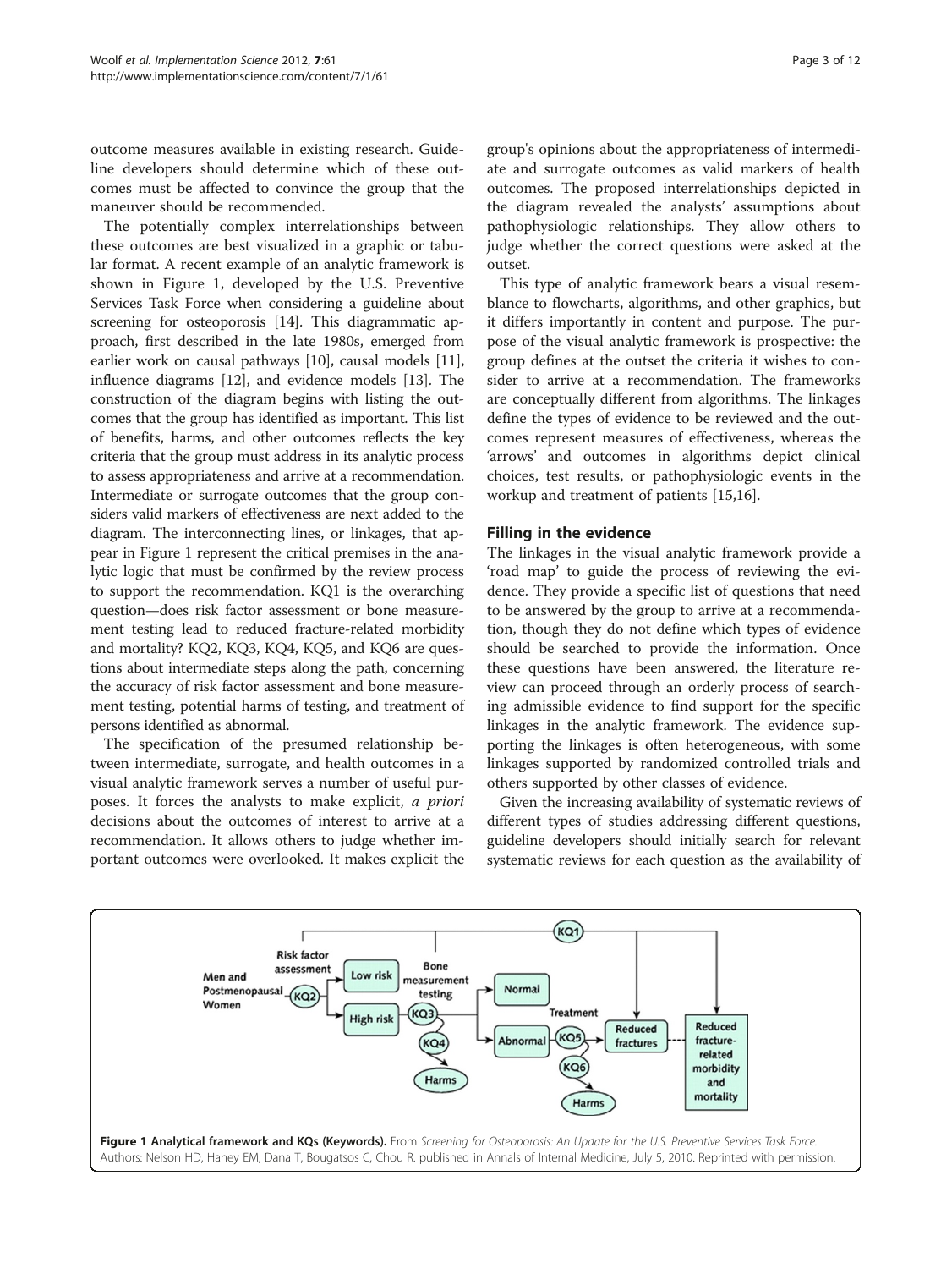outcome measures available in existing research. Guideline developers should determine which of these outcomes must be affected to convince the group that the maneuver should be recommended.

The potentially complex interrelationships between these outcomes are best visualized in a graphic or tabular format. A recent example of an analytic framework is shown in Figure 1, developed by the U.S. Preventive Services Task Force when considering a guideline about screening for osteoporosis [14]. This diagrammatic approach, first described in the late 1980s, emerged from earlier work on causal pathways [10], causal models [11], influence diagrams [12], and evidence models [13]. The construction of the diagram begins with listing the outcomes that the group has identified as important. This list of benefits, harms, and other outcomes reflects the key criteria that the group must address in its analytic process to assess appropriateness and arrive at a recommendation. Intermediate or surrogate outcomes that the group considers valid markers of effectiveness are next added to the diagram. The interconnecting lines, or linkages, that appear in Figure 1 represent the critical premises in the analytic logic that must be confirmed by the review process to support the recommendation. KQ1 is the overarching question—does risk factor assessment or bone measurement testing lead to reduced fracture-related morbidity and mortality? KQ2, KQ3, KQ4, KQ5, and KQ6 are questions about intermediate steps along the path, concerning the accuracy of risk factor assessment and bone measurement testing, potential harms of testing, and treatment of persons identified as abnormal.

The specification of the presumed relationship between intermediate, surrogate, and health outcomes in a visual analytic framework serves a number of useful purposes. It forces the analysts to make explicit, *a priori* decisions about the outcomes of interest to arrive at a recommendation. It allows others to judge whether important outcomes were overlooked. It makes explicit the group's opinions about the appropriateness of intermediate and surrogate outcomes as valid markers of health outcomes. The proposed interrelationships depicted in the diagram revealed the analysts' assumptions about pathophysiologic relationships. They allow others to judge whether the correct questions were asked at the outset.

This type of analytic framework bears a visual resemblance to flowcharts, algorithms, and other graphics, but it differs importantly in content and purpose. The purpose of the visual analytic framework is prospective: the group defines at the outset the criteria it wishes to consider to arrive at a recommendation. The frameworks are conceptually different from algorithms. The linkages define the types of evidence to be reviewed and the outcomes represent measures of effectiveness, whereas the 'arrows' and outcomes in algorithms depict clinical choices, test results, or pathophysiologic events in the workup and treatment of patients [15,16].

## Filling in the evidence

The linkages in the visual analytic framework provide a 'road map' to guide the process of reviewing the evidence. They provide a specific list of questions that need to be answered by the group to arrive at a recommendation, though they do not define which types of evidence should be searched to provide the information. Once these questions have been answered, the literature review can proceed through an orderly process of searching admissible evidence to find support for the specific linkages in the analytic framework. The evidence supporting the linkages is often heterogeneous, with some linkages supported by randomized controlled trials and others supported by other classes of evidence.

Given the increasing availability of systematic reviews of different types of studies addressing different questions, guideline developers should initially search for relevant systematic reviews for each question as the availability of

KQ1
Risk factor assessment
Men and Postmenopausal Women
KQ2
Low risk
High risk
Bone measurement testing
KQ3
KQ4
Harms
Normal
Abnormal
Treatment
KQ5
KQ6
Harms
Reduced fractures
Reduced fracture-related morbidity and mortality

**Figure 1 Analytical framework and KQs (Keywords).** From *Screening for Osteoporosis: An Update for the U.S. Preventive Services Task Force.* Authors: Nelson HD, Haney EM, Dana T, Bougatsos C, Chou R. published in Annals of Internal Medicine, July 5, 2010. Reprinted with permission.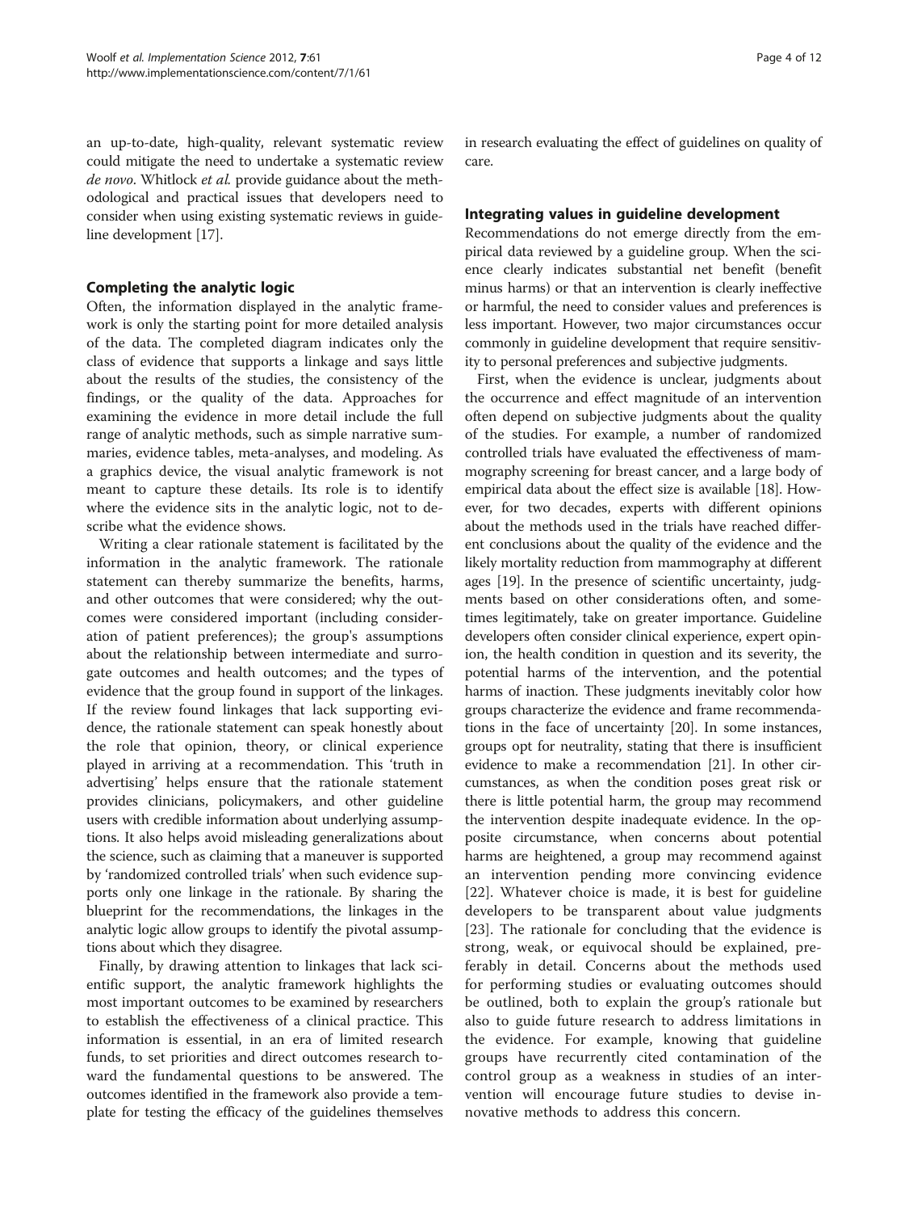an up-to-date, high-quality, relevant systematic review could mitigate the need to undertake a systematic review *de novo*. Whitlock *et al.* provide guidance about the methodological and practical issues that developers need to consider when using existing systematic reviews in guideline development [17].

## Completing the analytic logic

Often, the information displayed in the analytic framework is only the starting point for more detailed analysis of the data. The completed diagram indicates only the class of evidence that supports a linkage and says little about the results of the studies, the consistency of the findings, or the quality of the data. Approaches for examining the evidence in more detail include the full range of analytic methods, such as simple narrative summaries, evidence tables, meta-analyses, and modeling. As a graphics device, the visual analytic framework is not meant to capture these details. Its role is to identify where the evidence sits in the analytic logic, not to describe what the evidence shows.

Writing a clear rationale statement is facilitated by the information in the analytic framework. The rationale statement can thereby summarize the benefits, harms, and other outcomes that were considered; why the outcomes were considered important (including consideration of patient preferences); the group's assumptions about the relationship between intermediate and surrogate outcomes and health outcomes; and the types of evidence that the group found in support of the linkages. If the review found linkages that lack supporting evidence, the rationale statement can speak honestly about the role that opinion, theory, or clinical experience played in arriving at a recommendation. This 'truth in advertising' helps ensure that the rationale statement provides clinicians, policymakers, and other guideline users with credible information about underlying assumptions. It also helps avoid misleading generalizations about the science, such as claiming that a maneuver is supported by 'randomized controlled trials' when such evidence supports only one linkage in the rationale. By sharing the blueprint for the recommendations, the linkages in the analytic logic allow groups to identify the pivotal assumptions about which they disagree.

Finally, by drawing attention to linkages that lack scientific support, the analytic framework highlights the most important outcomes to be examined by researchers to establish the effectiveness of a clinical practice. This information is essential, in an era of limited research funds, to set priorities and direct outcomes research toward the fundamental questions to be answered. The outcomes identified in the framework also provide a template for testing the efficacy of the guidelines themselves in research evaluating the effect of guidelines on quality of care.

## Integrating values in guideline development

Recommendations do not emerge directly from the empirical data reviewed by a guideline group. When the science clearly indicates substantial net benefit (benefit minus harms) or that an intervention is clearly ineffective or harmful, the need to consider values and preferences is less important. However, two major circumstances occur commonly in guideline development that require sensitivity to personal preferences and subjective judgments.

First, when the evidence is unclear, judgments about the occurrence and effect magnitude of an intervention often depend on subjective judgments about the quality of the studies. For example, a number of randomized controlled trials have evaluated the effectiveness of mammography screening for breast cancer, and a large body of empirical data about the effect size is available [18]. However, for two decades, experts with different opinions about the methods used in the trials have reached different conclusions about the quality of the evidence and the likely mortality reduction from mammography at different ages [19]. In the presence of scientific uncertainty, judgments based on other considerations often, and sometimes legitimately, take on greater importance. Guideline developers often consider clinical experience, expert opinion, the health condition in question and its severity, the potential harms of the intervention, and the potential harms of inaction. These judgments inevitably color how groups characterize the evidence and frame recommendations in the face of uncertainty [20]. In some instances, groups opt for neutrality, stating that there is insufficient evidence to make a recommendation [21]. In other circumstances, as when the condition poses great risk or there is little potential harm, the group may recommend the intervention despite inadequate evidence. In the opposite circumstance, when concerns about potential harms are heightened, a group may recommend against an intervention pending more convincing evidence [22]. Whatever choice is made, it is best for guideline developers to be transparent about value judgments [23]. The rationale for concluding that the evidence is strong, weak, or equivocal should be explained, preferably in detail. Concerns about the methods used for performing studies or evaluating outcomes should be outlined, both to explain the group's rationale but also to guide future research to address limitations in the evidence. For example, knowing that guideline groups have recurrently cited contamination of the control group as a weakness in studies of an intervention will encourage future studies to devise innovative methods to address this concern.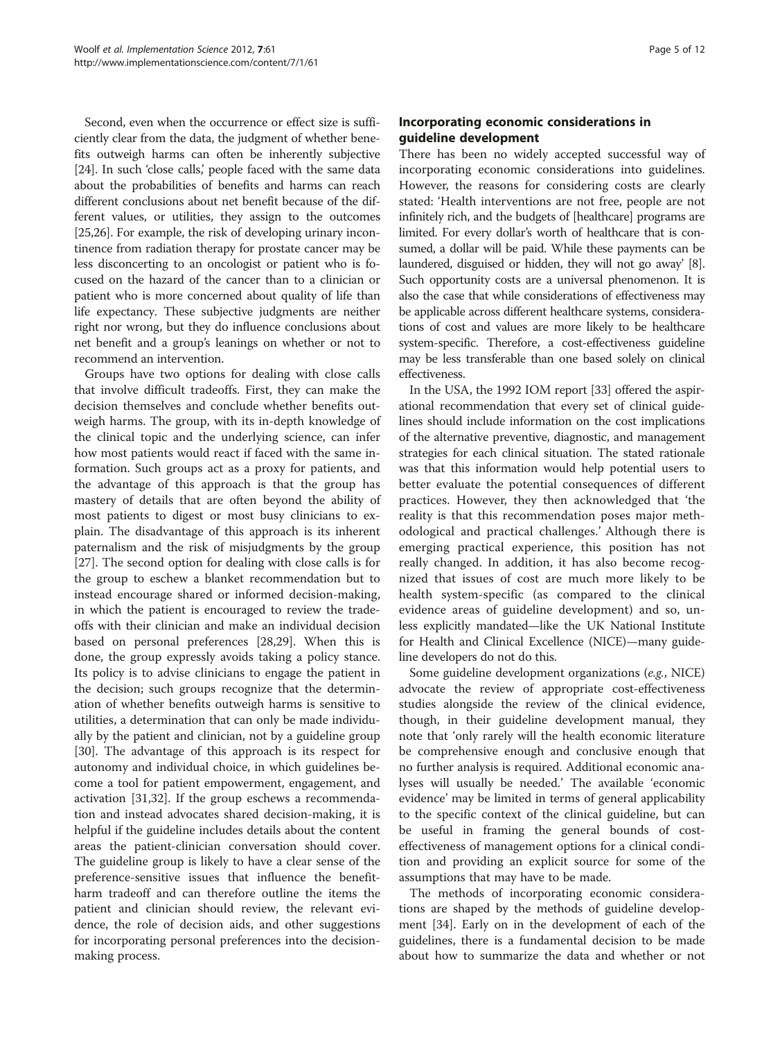Second, even when the occurrence or effect size is sufficiently clear from the data, the judgment of whether benefits outweigh harms can often be inherently subjective [24]. In such 'close calls,' people faced with the same data about the probabilities of benefits and harms can reach different conclusions about net benefit because of the different values, or utilities, they assign to the outcomes [25,26]. For example, the risk of developing urinary incontinence from radiation therapy for prostate cancer may be less disconcerting to an oncologist or patient who is focused on the hazard of the cancer than to a clinician or patient who is more concerned about quality of life than life expectancy. These subjective judgments are neither right nor wrong, but they do influence conclusions about net benefit and a group's leanings on whether or not to recommend an intervention.

Groups have two options for dealing with close calls that involve difficult tradeoffs. First, they can make the decision themselves and conclude whether benefits outweigh harms. The group, with its in-depth knowledge of the clinical topic and the underlying science, can infer how most patients would react if faced with the same information. Such groups act as a proxy for patients, and the advantage of this approach is that the group has mastery of details that are often beyond the ability of most patients to digest or most busy clinicians to explain. The disadvantage of this approach is its inherent paternalism and the risk of misjudgments by the group [27]. The second option for dealing with close calls is for the group to eschew a blanket recommendation but to instead encourage shared or informed decision-making, in which the patient is encouraged to review the tradeoffs with their clinician and make an individual decision based on personal preferences [28,29]. When this is done, the group expressly avoids taking a policy stance. Its policy is to advise clinicians to engage the patient in the decision; such groups recognize that the determination of whether benefits outweigh harms is sensitive to utilities, a determination that can only be made individually by the patient and clinician, not by a guideline group [30]. The advantage of this approach is its respect for autonomy and individual choice, in which guidelines become a tool for patient empowerment, engagement, and activation [31,32]. If the group eschews a recommendation and instead advocates shared decision-making, it is helpful if the guideline includes details about the content areas the patient-clinician conversation should cover. The guideline group is likely to have a clear sense of the preference-sensitive issues that influence the benefit-harm tradeoff and can therefore outline the items the patient and clinician should review, the relevant evidence, the role of decision aids, and other suggestions for incorporating personal preferences into the decision-making process.

## Incorporating economic considerations in guideline development

There has been no widely accepted successful way of incorporating economic considerations into guidelines. However, the reasons for considering costs are clearly stated: 'Health interventions are not free, people are not infinitely rich, and the budgets of [healthcare] programs are limited. For every dollar's worth of healthcare that is consumed, a dollar will be paid. While these payments can be laundered, disguised or hidden, they will not go away' [8]. Such opportunity costs are a universal phenomenon. It is also the case that while considerations of effectiveness may be applicable across different healthcare systems, considerations of cost and values are more likely to be healthcare system-specific. Therefore, a cost-effectiveness guideline may be less transferable than one based solely on clinical effectiveness.

In the USA, the 1992 IOM report [33] offered the aspirational recommendation that every set of clinical guidelines should include information on the cost implications of the alternative preventive, diagnostic, and management strategies for each clinical situation. The stated rationale was that this information would help potential users to better evaluate the potential consequences of different practices. However, they then acknowledged that 'the reality is that this recommendation poses major methodological and practical challenges.' Although there is emerging practical experience, this position has not really changed. In addition, it has also become recognized that issues of cost are much more likely to be health system-specific (as compared to the clinical evidence areas of guideline development) and so, unless explicitly mandated—like the UK National Institute for Health and Clinical Excellence (NICE)—many guideline developers do not do this.

Some guideline development organizations (*e.g.*, NICE) advocate the review of appropriate cost-effectiveness studies alongside the review of the clinical evidence, though, in their guideline development manual, they note that 'only rarely will the health economic literature be comprehensive enough and conclusive enough that no further analysis is required. Additional economic analyses will usually be needed.' The available 'economic evidence' may be limited in terms of general applicability to the specific context of the clinical guideline, but can be useful in framing the general bounds of cost-effectiveness of management options for a clinical condition and providing an explicit source for some of the assumptions that may have to be made.

The methods of incorporating economic considerations are shaped by the methods of guideline development [34]. Early on in the development of each of the guidelines, there is a fundamental decision to be made about how to summarize the data and whether or not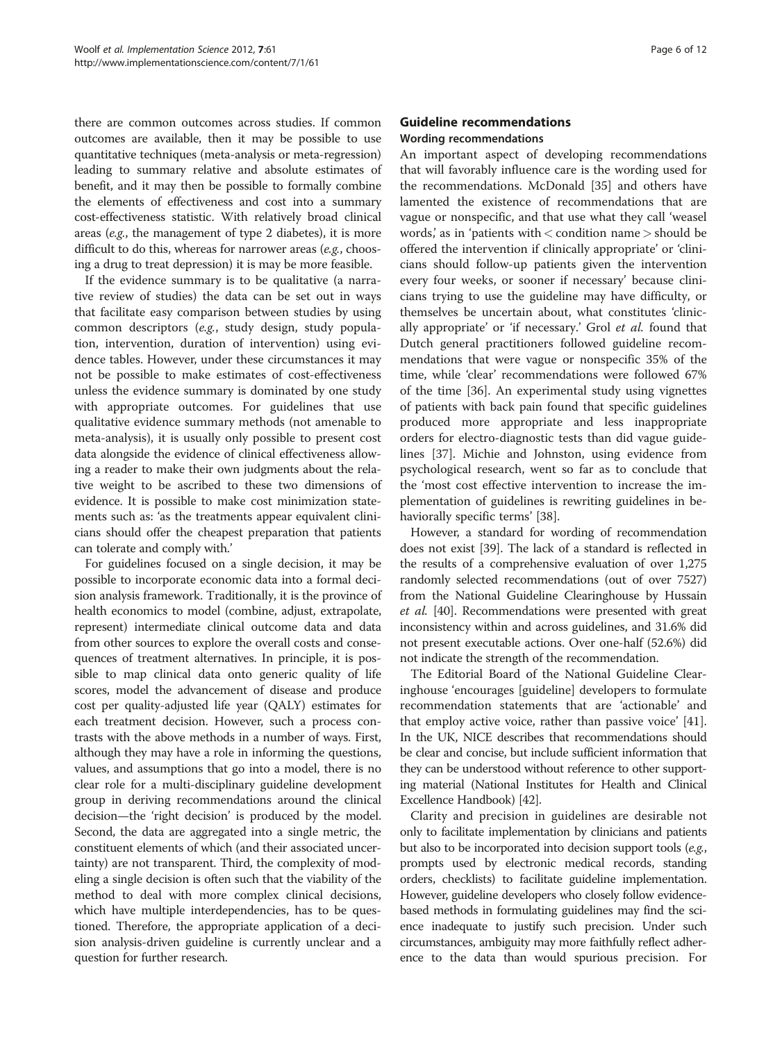there are common outcomes across studies. If common outcomes are available, then it may be possible to use quantitative techniques (meta-analysis or meta-regression) leading to summary relative and absolute estimates of benefit, and it may then be possible to formally combine the elements of effectiveness and cost into a summary cost-effectiveness statistic. With relatively broad clinical areas (*e.g.*, the management of type 2 diabetes), it is more difficult to do this, whereas for narrower areas (*e.g.*, choosing a drug to treat depression) it is may be more feasible.

If the evidence summary is to be qualitative (a narrative review of studies) the data can be set out in ways that facilitate easy comparison between studies by using common descriptors (*e.g.*, study design, study population, intervention, duration of intervention) using evidence tables. However, under these circumstances it may not be possible to make estimates of cost-effectiveness unless the evidence summary is dominated by one study with appropriate outcomes. For guidelines that use qualitative evidence summary methods (not amenable to meta-analysis), it is usually only possible to present cost data alongside the evidence of clinical effectiveness allowing a reader to make their own judgments about the relative weight to be ascribed to these two dimensions of evidence. It is possible to make cost minimization statements such as: 'as the treatments appear equivalent clinicians should offer the cheapest preparation that patients can tolerate and comply with.'

For guidelines focused on a single decision, it may be possible to incorporate economic data into a formal decision analysis framework. Traditionally, it is the province of health economics to model (combine, adjust, extrapolate, represent) intermediate clinical outcome data and data from other sources to explore the overall costs and consequences of treatment alternatives. In principle, it is possible to map clinical data onto generic quality of life scores, model the advancement of disease and produce cost per quality-adjusted life year (QALY) estimates for each treatment decision. However, such a process contrasts with the above methods in a number of ways. First, although they may have a role in informing the questions, values, and assumptions that go into a model, there is no clear role for a multi-disciplinary guideline development group in deriving recommendations around the clinical decision—the 'right decision' is produced by the model. Second, the data are aggregated into a single metric, the constituent elements of which (and their associated uncertainty) are not transparent. Third, the complexity of modeling a single decision is often such that the viability of the method to deal with more complex clinical decisions, which have multiple interdependencies, has to be questioned. Therefore, the appropriate application of a decision analysis-driven guideline is currently unclear and a question for further research.

## Guideline recommendations

### Wording recommendations

An important aspect of developing recommendations that will favorably influence care is the wording used for the recommendations. McDonald [35] and others have lamented the existence of recommendations that are vague or nonspecific, and that use what they call 'weasel words,' as in 'patients with < condition name > should be offered the intervention if clinically appropriate' or 'clinicians should follow-up patients given the intervention every four weeks, or sooner if necessary' because clinicians trying to use the guideline may have difficulty, or themselves be uncertain about, what constitutes 'clinically appropriate' or 'if necessary.' Grol *et al.* found that Dutch general practitioners followed guideline recommendations that were vague or nonspecific 35% of the time, while 'clear' recommendations were followed 67% of the time [36]. An experimental study using vignettes of patients with back pain found that specific guidelines produced more appropriate and less inappropriate orders for electro-diagnostic tests than did vague guidelines [37]. Michie and Johnston, using evidence from psychological research, went so far as to conclude that the 'most cost effective intervention to increase the implementation of guidelines is rewriting guidelines in behaviorally specific terms' [38].

However, a standard for wording of recommendation does not exist [39]. The lack of a standard is reflected in the results of a comprehensive evaluation of over 1,275 randomly selected recommendations (out of over 7527) from the National Guideline Clearinghouse by Hussain *et al.* [40]. Recommendations were presented with great inconsistency within and across guidelines, and 31.6% did not present executable actions. Over one-half (52.6%) did not indicate the strength of the recommendation.

The Editorial Board of the National Guideline Clearinghouse 'encourages [guideline] developers to formulate recommendation statements that are 'actionable' and that employ active voice, rather than passive voice' [41]. In the UK, NICE describes that recommendations should be clear and concise, but include sufficient information that they can be understood without reference to other supporting material (National Institutes for Health and Clinical Excellence Handbook) [42].

Clarity and precision in guidelines are desirable not only to facilitate implementation by clinicians and patients but also to be incorporated into decision support tools (*e.g.*, prompts used by electronic medical records, standing orders, checklists) to facilitate guideline implementation. However, guideline developers who closely follow evidence-based methods in formulating guidelines may find the science inadequate to justify such precision. Under such circumstances, ambiguity may more faithfully reflect adherence to the data than would spurious precision. For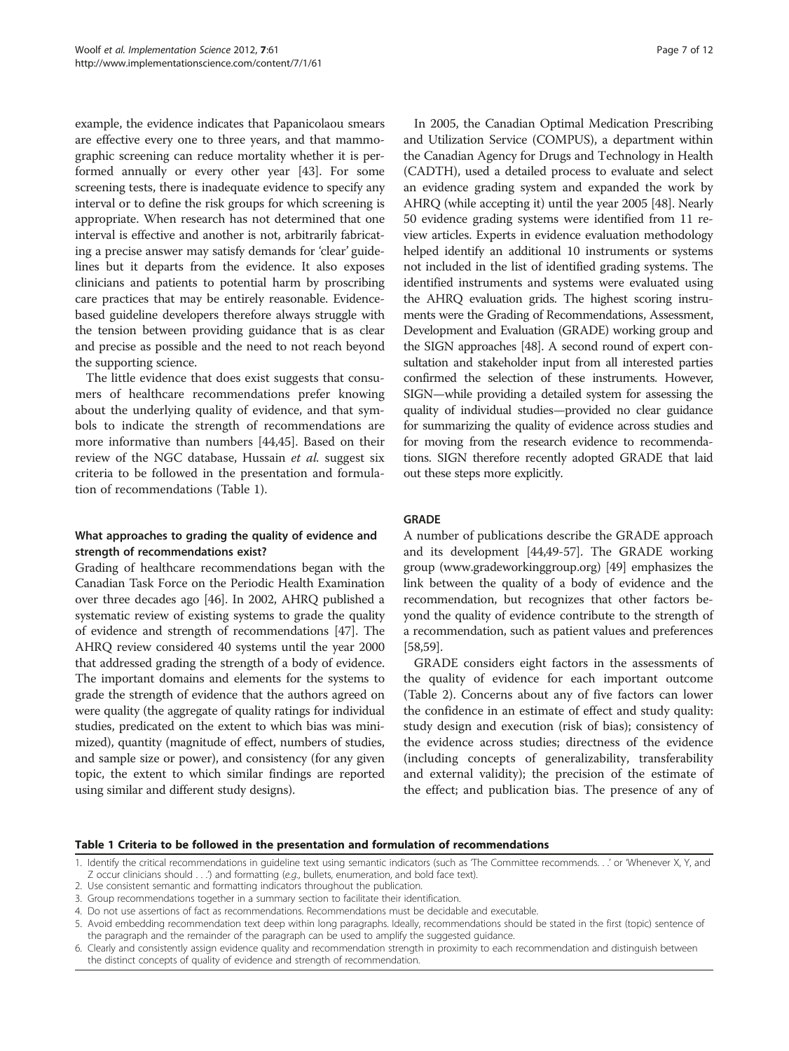example, the evidence indicates that Papanicolaou smears are effective every one to three years, and that mammographic screening can reduce mortality whether it is performed annually or every other year [43]. For some screening tests, there is inadequate evidence to specify any interval or to define the risk groups for which screening is appropriate. When research has not determined that one interval is effective and another is not, arbitrarily fabricating a precise answer may satisfy demands for 'clear' guidelines but it departs from the evidence. It also exposes clinicians and patients to potential harm by proscribing care practices that may be entirely reasonable. Evidence-based guideline developers therefore always struggle with the tension between providing guidance that is as clear and precise as possible and the need to not reach beyond the supporting science.

The little evidence that does exist suggests that consumers of healthcare recommendations prefer knowing about the underlying quality of evidence, and that symbols to indicate the strength of recommendations are more informative than numbers [44,45]. Based on their review of the NGC database, Hussain *et al.* suggest six criteria to be followed in the presentation and formulation of recommendations (Table 1).

### What approaches to grading the quality of evidence and strength of recommendations exist?

Grading of healthcare recommendations began with the Canadian Task Force on the Periodic Health Examination over three decades ago [46]. In 2002, AHRQ published a systematic review of existing systems to grade the quality of evidence and strength of recommendations [47]. The AHRQ review considered 40 systems until the year 2000 that addressed grading the strength of a body of evidence. The important domains and elements for the systems to grade the strength of evidence that the authors agreed on were quality (the aggregate of quality ratings for individual studies, predicated on the extent to which bias was minimized), quantity (magnitude of effect, numbers of studies, and sample size or power), and consistency (for any given topic, the extent to which similar findings are reported using similar and different study designs).

In 2005, the Canadian Optimal Medication Prescribing and Utilization Service (COMPUS), a department within the Canadian Agency for Drugs and Technology in Health (CADTH), used a detailed process to evaluate and select an evidence grading system and expanded the work by AHRQ (while accepting it) until the year 2005 [48]. Nearly 50 evidence grading systems were identified from 11 review articles. Experts in evidence evaluation methodology helped identify an additional 10 instruments or systems not included in the list of identified grading systems. The identified instruments and systems were evaluated using the AHRQ evaluation grids. The highest scoring instruments were the Grading of Recommendations, Assessment, Development and Evaluation (GRADE) working group and the SIGN approaches [48]. A second round of expert consultation and stakeholder input from all interested parties confirmed the selection of these instruments. However, SIGN—while providing a detailed system for assessing the quality of individual studies—provided no clear guidance for summarizing the quality of evidence across studies and for moving from the research evidence to recommendations. SIGN therefore recently adopted GRADE that laid out these steps more explicitly.

### GRADE

A number of publications describe the GRADE approach and its development [44,49-57]. The GRADE working group (www.gradeworkinggroup.org) [49] emphasizes the link between the quality of a body of evidence and the recommendation, but recognizes that other factors beyond the quality of evidence contribute to the strength of a recommendation, such as patient values and preferences [58,59].

GRADE considers eight factors in the assessments of the quality of evidence for each important outcome (Table 2). Concerns about any of five factors can lower the confidence in an estimate of effect and study quality: study design and execution (risk of bias); consistency of the evidence across studies; directness of the evidence (including concepts of generalizability, transferability and external validity); the precision of the estimate of the effect; and publication bias. The presence of any of

**Table 1 Criteria to be followed in the presentation and formulation of recommendations**

1. Identify the critical recommendations in guideline text using semantic indicators (such as 'The Committee recommends. . .' or 'Whenever X, Y, and Z occur clinicians should . . .') and formatting (*e.g.,* bullets, enumeration, and bold face text).
2. Use consistent semantic and formatting indicators throughout the publication.
3. Group recommendations together in a summary section to facilitate their identification.
4. Do not use assertions of fact as recommendations. Recommendations must be decidable and executable.
5. Avoid embedding recommendation text deep within long paragraphs. Ideally, recommendations should be stated in the first (topic) sentence of the paragraph and the remainder of the paragraph can be used to amplify the suggested guidance.
6. Clearly and consistently assign evidence quality and recommendation strength in proximity to each recommendation and distinguish between the distinct concepts of quality of evidence and strength of recommendation.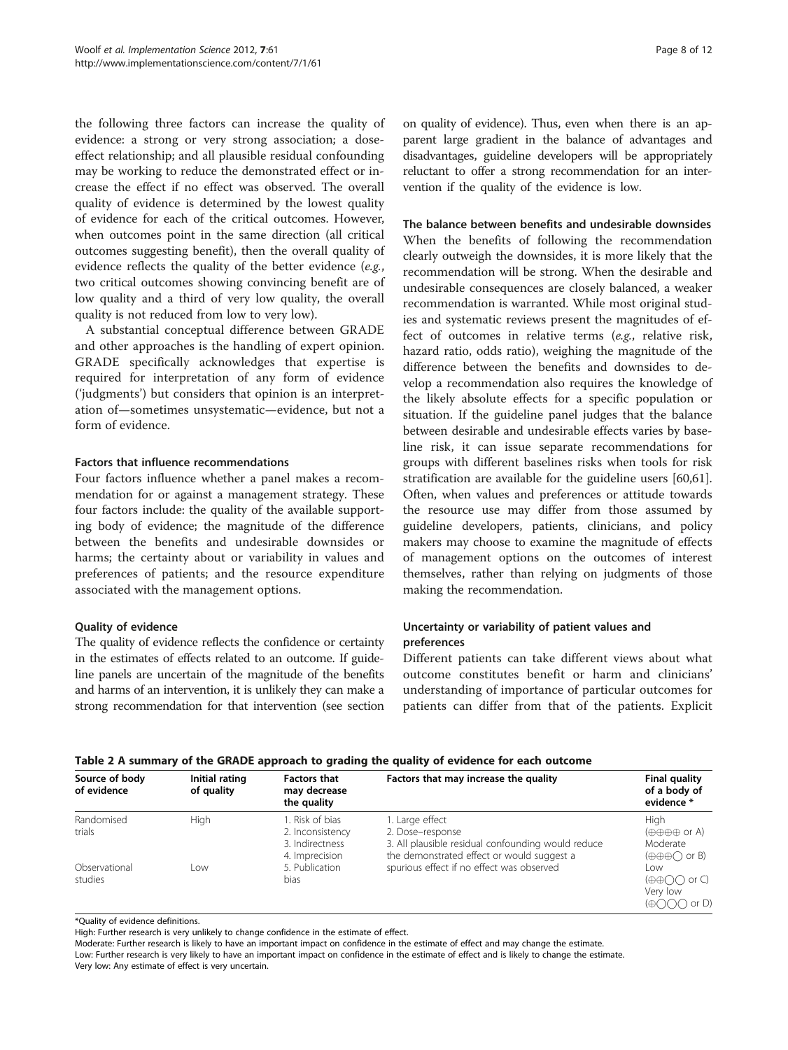the following three factors can increase the quality of evidence: a strong or very strong association; a dose-effect relationship; and all plausible residual confounding may be working to reduce the demonstrated effect or increase the effect if no effect was observed. The overall quality of evidence is determined by the lowest quality of evidence for each of the critical outcomes. However, when outcomes point in the same direction (all critical outcomes suggesting benefit), then the overall quality of evidence reflects the quality of the better evidence (*e.g.*, two critical outcomes showing convincing benefit are of low quality and a third of very low quality, the overall quality is not reduced from low to very low).

A substantial conceptual difference between GRADE and other approaches is the handling of expert opinion. GRADE specifically acknowledges that expertise is required for interpretation of any form of evidence ('judgments') but considers that opinion is an interpretation of—sometimes unsystematic—evidence, but not a form of evidence.

#### Factors that influence recommendations

Four factors influence whether a panel makes a recommendation for or against a management strategy. These four factors include: the quality of the available supporting body of evidence; the magnitude of the difference between the benefits and undesirable downsides or harms; the certainty about or variability in values and preferences of patients; and the resource expenditure associated with the management options.

#### Quality of evidence

The quality of evidence reflects the confidence or certainty in the estimates of effects related to an outcome. If guideline panels are uncertain of the magnitude of the benefits and harms of an intervention, it is unlikely they can make a strong recommendation for that intervention (see section on quality of evidence). Thus, even when there is an apparent large gradient in the balance of advantages and disadvantages, guideline developers will be appropriately reluctant to offer a strong recommendation for an intervention if the quality of the evidence is low.

#### The balance between benefits and undesirable downsides

When the benefits of following the recommendation clearly outweigh the downsides, it is more likely that the recommendation will be strong. When the desirable and undesirable consequences are closely balanced, a weaker recommendation is warranted. While most original studies and systematic reviews present the magnitudes of effect of outcomes in relative terms (*e.g.*, relative risk, hazard ratio, odds ratio), weighing the magnitude of the difference between the benefits and downsides to develop a recommendation also requires the knowledge of the likely absolute effects for a specific population or situation. If the guideline panel judges that the balance between desirable and undesirable effects varies by baseline risk, it can issue separate recommendations for groups with different baselines risks when tools for risk stratification are available for the guideline users [60,61]. Often, when values and preferences or attitude towards the resource use may differ from those assumed by guideline developers, patients, clinicians, and policy makers may choose to examine the magnitude of effects of management options on the outcomes of interest themselves, rather than relying on judgments of those making the recommendation.

#### Uncertainty or variability of patient values and preferences

Different patients can take different views about what outcome constitutes benefit or harm and clinicians' understanding of importance of particular outcomes for patients can differ from that of the patients. Explicit

**Table 2 A summary of the GRADE approach to grading the quality of evidence for each outcome**

| Source of body of evidence | Initial rating of quality | Factors that may decrease the quality | Factors that may increase the quality | Final quality of a body of evidence * |
|---|---|---|---|---|
| Randomised trials | High | 1. Risk of bias<br>2. Inconsistency<br>3. Indirectness<br>4. Imprecision<br>5. Publication bias | 1. Large effect<br>2. Dose–response<br>3. All plausible residual confounding would reduce the demonstrated effect or would suggest a spurious effect if no effect was observed | High (⊕⊕⊕⊕ or A)<br>Moderate (⊕⊕⊕◯ or B) |
| Observational studies | Low | | | Low (⊕⊕◯◯ or C)<br>Very low (⊕◯◯◯ or D) |

*Quality of evidence definitions.

High: Further research is very unlikely to change confidence in the estimate of effect.

Moderate: Further research is likely to have an important impact on confidence in the estimate of effect and may change the estimate.

Low: Further research is very likely to have an important impact on confidence in the estimate of effect and is likely to change the estimate.

Very low: Any estimate of effect is very uncertain.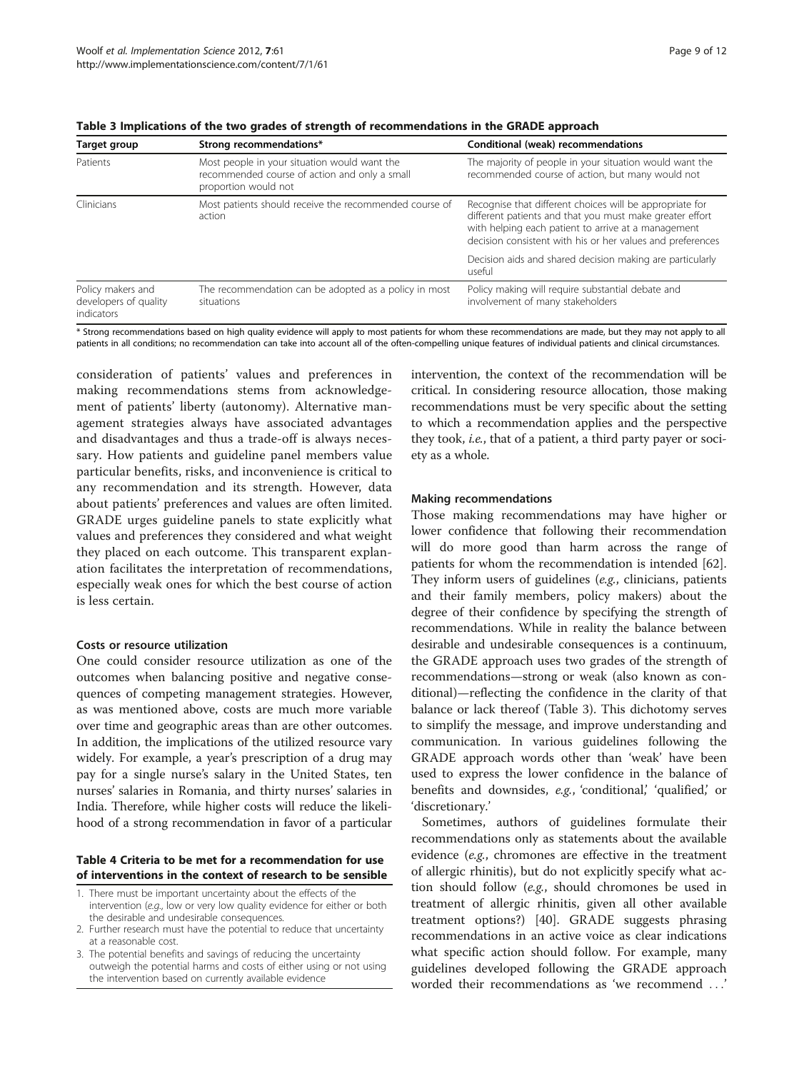**Table 3 Implications of the two grades of strength of recommendations in the GRADE approach**

| Target group | Strong recommendations* | Conditional (weak) recommendations |
|---|---|---|
| Patients | Most people in your situation would want the recommended course of action and only a small proportion would not | The majority of people in your situation would want the recommended course of action, but many would not |
| Clinicians | Most patients should receive the recommended course of action | Recognise that different choices will be appropriate for different patients and that you must make greater effort with helping each patient to arrive at a management decision consistent with his or her values and preferences<br><br>Decision aids and shared decision making are particularly useful |
| Policy makers and developers of quality indicators | The recommendation can be adopted as a policy in most situations | Policy making will require substantial debate and involvement of many stakeholders |

\* Strong recommendations based on high quality evidence will apply to most patients for whom these recommendations are made, but they may not apply to all patients in all conditions; no recommendation can take into account all of the often-compelling unique features of individual patients and clinical circumstances.

consideration of patients' values and preferences in making recommendations stems from acknowledgement of patients' liberty (autonomy). Alternative management strategies always have associated advantages and disadvantages and thus a trade-off is always necessary. How patients and guideline panel members value particular benefits, risks, and inconvenience is critical to any recommendation and its strength. However, data about patients' preferences and values are often limited. GRADE urges guideline panels to state explicitly what values and preferences they considered and what weight they placed on each outcome. This transparent explanation facilitates the interpretation of recommendations, especially weak ones for which the best course of action is less certain.

#### Costs or resource utilization

One could consider resource utilization as one of the outcomes when balancing positive and negative consequences of competing management strategies. However, as was mentioned above, costs are much more variable over time and geographic areas than are other outcomes. In addition, the implications of the utilized resource vary widely. For example, a year's prescription of a drug may pay for a single nurse's salary in the United States, ten nurses' salaries in Romania, and thirty nurses' salaries in India. Therefore, while higher costs will reduce the likelihood of a strong recommendation in favor of a particular intervention, the context of the recommendation will be critical. In considering resource allocation, those making recommendations must be very specific about the setting to which a recommendation applies and the perspective they took, *i.e.*, that of a patient, a third party payer or society as a whole.

**Table 4 Criteria to be met for a recommendation for use of interventions in the context of research to be sensible**

1. There must be important uncertainty about the effects of the intervention (*e.g.*, low or very low quality evidence for either or both the desirable and undesirable consequences.
2. Further research must have the potential to reduce that uncertainty at a reasonable cost.
3. The potential benefits and savings of reducing the uncertainty outweigh the potential harms and costs of either using or not using the intervention based on currently available evidence

#### Making recommendations

Those making recommendations may have higher or lower confidence that following their recommendation will do more good than harm across the range of patients for whom the recommendation is intended [62]. They inform users of guidelines (*e.g.*, clinicians, patients and their family members, policy makers) about the degree of their confidence by specifying the strength of recommendations. While in reality the balance between desirable and undesirable consequences is a continuum, the GRADE approach uses two grades of the strength of recommendations—strong or weak (also known as conditional)—reflecting the confidence in the clarity of that balance or lack thereof (Table 3). This dichotomy serves to simplify the message, and improve understanding and communication. In various guidelines following the GRADE approach words other than 'weak' have been used to express the lower confidence in the balance of benefits and downsides, *e.g.*, 'conditional,' 'qualified,' or 'discretionary.'

Sometimes, authors of guidelines formulate their recommendations only as statements about the available evidence (*e.g.*, chromones are effective in the treatment of allergic rhinitis), but do not explicitly specify what action should follow (*e.g.*, should chromones be used in treatment of allergic rhinitis, given all other available treatment options?) [40]. GRADE suggests phrasing recommendations in an active voice as clear indications what specific action should follow. For example, many guidelines developed following the GRADE approach worded their recommendations as 'we recommend ...'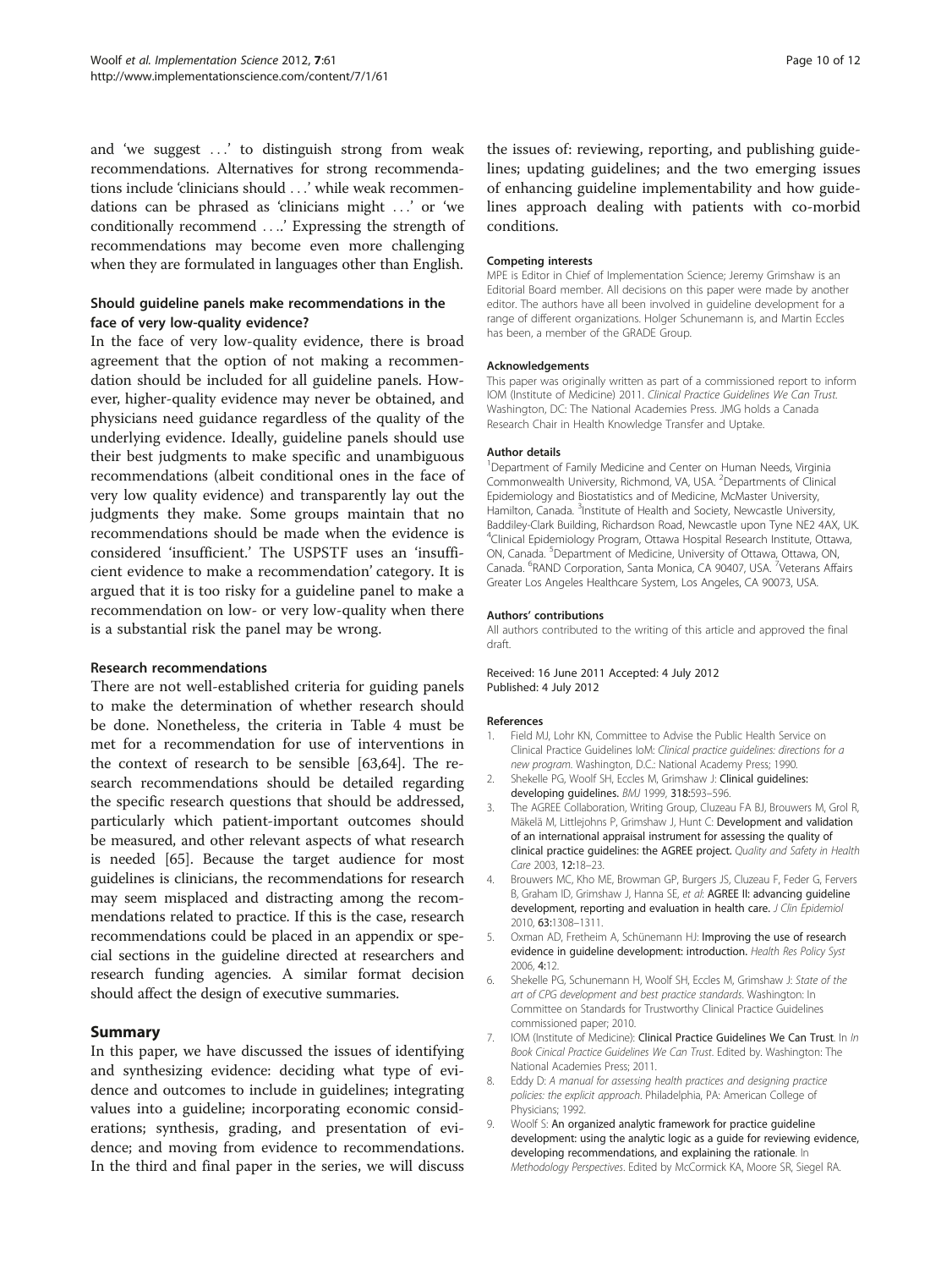and 'we suggest ...' to distinguish strong from weak recommendations. Alternatives for strong recommendations include 'clinicians should ...' while weak recommendations can be phrased as 'clinicians might ...' or 'we conditionally recommend ....' Expressing the strength of recommendations may become even more challenging when they are formulated in languages other than English.

### Should guideline panels make recommendations in the face of very low-quality evidence?

In the face of very low-quality evidence, there is broad agreement that the option of not making a recommendation should be included for all guideline panels. However, higher-quality evidence may never be obtained, and physicians need guidance regardless of the quality of the underlying evidence. Ideally, guideline panels should use their best judgments to make specific and unambiguous recommendations (albeit conditional ones in the face of very low quality evidence) and transparently lay out the judgments they make. Some groups maintain that no recommendations should be made when the evidence is considered 'insufficient.' The USPSTF uses an 'insufficient evidence to make a recommendation' category. It is argued that it is too risky for a guideline panel to make a recommendation on low- or very low-quality when there is a substantial risk the panel may be wrong.

### Research recommendations

There are not well-established criteria for guiding panels to make the determination of whether research should be done. Nonetheless, the criteria in Table 4 must be met for a recommendation for use of interventions in the context of research to be sensible [63,64]. The research recommendations should be detailed regarding the specific research questions that should be addressed, particularly which patient-important outcomes should be measured, and other relevant aspects of what research is needed [65]. Because the target audience for most guidelines is clinicians, the recommendations for research may seem misplaced and distracting among the recommendations related to practice. If this is the case, research recommendations could be placed in an appendix or special sections in the guideline directed at researchers and research funding agencies. A similar format decision should affect the design of executive summaries.

## Summary

In this paper, we have discussed the issues of identifying and synthesizing evidence: deciding what type of evidence and outcomes to include in guidelines; integrating values into a guideline; incorporating economic considerations; synthesis, grading, and presentation of evidence; and moving from evidence to recommendations. In the third and final paper in the series, we will discuss the issues of: reviewing, reporting, and publishing guidelines; updating guidelines; and the two emerging issues of enhancing guideline implementability and how guidelines approach dealing with patients with co-morbid conditions.

#### Competing interests

MPE is Editor in Chief of Implementation Science; Jeremy Grimshaw is an Editorial Board member. All decisions on this paper were made by another editor. The authors have all been involved in guideline development for a range of different organizations. Holger Schunemann is, and Martin Eccles has been, a member of the GRADE Group.

#### Acknowledgements

This paper was originally written as part of a commissioned report to inform IOM (Institute of Medicine) 2011. *Clinical Practice Guidelines We Can Trust.* Washington, DC: The National Academies Press. JMG holds a Canada Research Chair in Health Knowledge Transfer and Uptake.

#### Author details

[1]Department of Family Medicine and Center on Human Needs, Virginia Commonwealth University, Richmond, VA, USA. [2]Departments of Clinical Epidemiology and Biostatistics and of Medicine, McMaster University, Hamilton, Canada. [3]Institute of Health and Society, Newcastle University, Baddiley-Clark Building, Richardson Road, Newcastle upon Tyne NE2 4AX, UK. [4]Clinical Epidemiology Program, Ottawa Hospital Research Institute, Ottawa, ON, Canada. [5]Department of Medicine, University of Ottawa, Ottawa, ON, Canada. [6]RAND Corporation, Santa Monica, CA 90407, USA. [7]Veterans Affairs Greater Los Angeles Healthcare System, Los Angeles, CA 90073, USA.

#### Authors' contributions

All authors contributed to the writing of this article and approved the final draft.

Received: 16 June 2011 Accepted: 4 July 2012
Published: 4 July 2012

#### References

1. Field MJ, Lohr KN, Committee to Advise the Public Health Service on Clinical Practice Guidelines IoM: *Clinical practice guidelines: directions for a new program*. Washington, D.C.: National Academy Press; 1990.
2. Shekelle PG, Woolf SH, Eccles M, Grimshaw J: **Clinical guidelines: developing guidelines.** *BMJ* 1999, **318:**593–596.
3. The AGREE Collaboration, Writing Group, Cluzeau FA BJ, Brouwers M, Grol R, Mäkelä M, Littlejohns P, Grimshaw J, Hunt C: **Development and validation of an international appraisal instrument for assessing the quality of clinical practice guidelines: the AGREE project.** *Quality and Safety in Health Care* 2003, **12:**18–23.
4. Brouwers MC, Kho ME, Browman GP, Burgers JS, Cluzeau F, Feder G, Fervers B, Graham ID, Grimshaw J, Hanna SE, *et al*: **AGREE II: advancing guideline development, reporting and evaluation in health care.** *J Clin Epidemiol* 2010, **63:**1308–1311.
5. Oxman AD, Fretheim A, Schünemann HJ: **Improving the use of research evidence in guideline development: introduction.** *Health Res Policy Syst* 2006, **4:**12.
6. Shekelle PG, Schunemann H, Woolf SH, Eccles M, Grimshaw J: *State of the art of CPG development and best practice standards*. Washington: In Committee on Standards for Trustworthy Clinical Practice Guidelines commissioned paper; 2010.
7. IOM (Institute of Medicine): **Clinical Practice Guidelines We Can Trust**. In *In Book Cinical Practice Guidelines We Can Trust*. Edited by. Washington: The National Academies Press; 2011.
8. Eddy D: *A manual for assessing health practices and designing practice policies: the explicit approach*. Philadelphia, PA: American College of Physicians; 1992.
9. Woolf S: **An organized analytic framework for practice guideline development: using the analytic logic as a guide for reviewing evidence, developing recommendations, and explaining the rationale**. In *Methodology Perspectives*. Edited by McCormick KA, Moore SR, Siegel RA.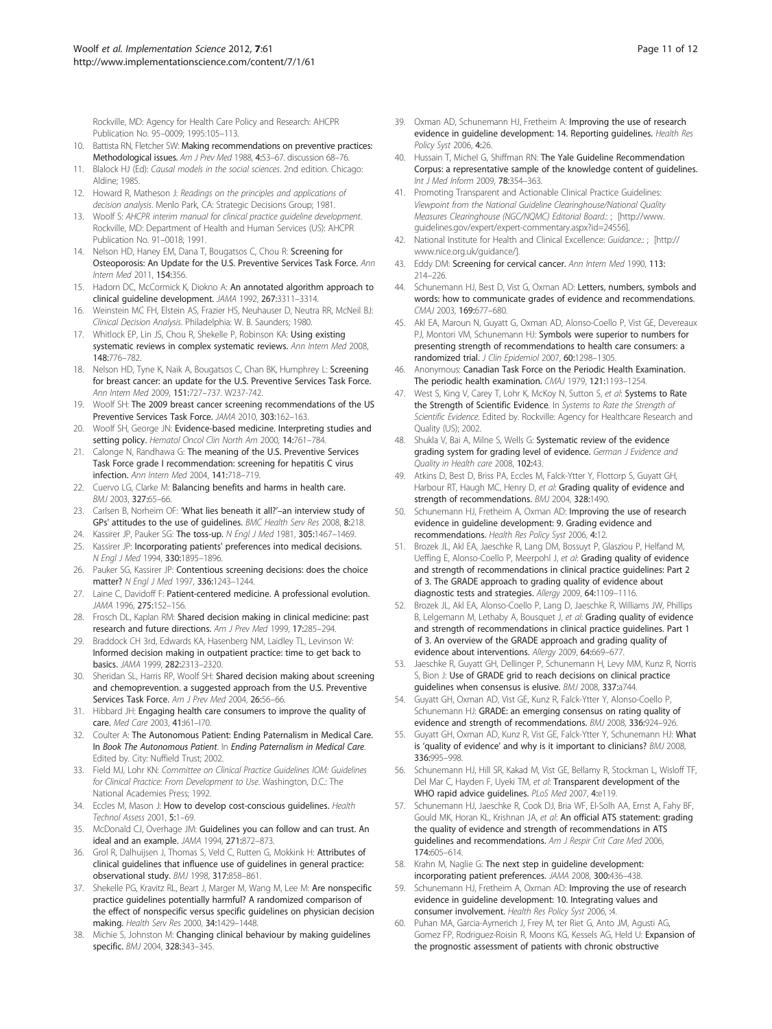Rockville, MD: Agency for Health Care Policy and Research: AHCPR Publication No. 95–0009; 1995:105–113.

10. Battista RN, Fletcher SW: **Making recommendations on preventive practices: Methodological issues.** *Am J Prev Med* 1988, **4:**53–67. discussion 68–76.
11. Blalock HJ (Ed): *Causal models in the social sciences*. 2nd edition. Chicago: Aldine; 1985.
12. Howard R, Matheson J: *Readings on the principles and applications of decision analysis*. Menlo Park, CA: Strategic Decisions Group; 1981.
13. Woolf S: *AHCPR interim manual for clinical practice guideline development*. Rockville, MD: Department of Health and Human Services (US): AHCPR Publication No. 91–0018; 1991.
14. Nelson HD, Haney EM, Dana T, Bougatsos C, Chou R: **Screening for Osteoporosis: An Update for the U.S. Preventive Services Task Force.** *Ann Intern Med* 2011, **154:**356.
15. Hadorn DC, McCormick K, Diokno A: **An annotated algorithm approach to clinical guideline development.** *JAMA* 1992, **267:**3311–3314.
16. Weinstein MC FH, Elstein AS, Frazier HS, Neuhauser D, Neutra RR, McNeil BJ: *Clinical Decision Analysis*. Philadelphia: W. B. Saunders; 1980.
17. Whitlock EP, Lin JS, Chou R, Shekelle P, Robinson KA: **Using existing systematic reviews in complex systematic reviews.** *Ann Intern Med* 2008, **148:**776–782.
18. Nelson HD, Tyne K, Naik A, Bougatsos C, Chan BK, Humphrey L: **Screening for breast cancer: an update for the U.S. Preventive Services Task Force.** *Ann Intern Med* 2009, **151:**727–737. W237-742.
19. Woolf SH: **The 2009 breast cancer screening recommendations of the US Preventive Services Task Force.** *JAMA* 2010, **303:**162–163.
20. Woolf SH, George JN: **Evidence-based medicine. Interpreting studies and setting policy.** *Hematol Oncol Clin North Am* 2000, **14:**761–784.
21. Calonge N, Randhawa G: **The meaning of the U.S. Preventive Services Task Force grade I recommendation: screening for hepatitis C virus infection.** *Ann Intern Med* 2004, **141:**718–719.
22. Cuervo LG, Clarke M: **Balancing benefits and harms in health care.** *BMJ* 2003, **327:**65–66.
23. Carlsen B, Norheim OF: **'What lies beneath it all?'–an interview study of GPs' attitudes to the use of guidelines.** *BMC Health Serv Res* 2008, **8:**218.
24. Kassirer JP, Pauker SG: **The toss-up.** *N Engl J Med* 1981, **305:**1467–1469.
25. Kassirer JP: **Incorporating patients' preferences into medical decisions.** *N Engl J Med* 1994, **330:**1895–1896.
26. Pauker SG, Kassirer JP: **Contentious screening decisions: does the choice matter?** *N Engl J Med* 1997, **336:**1243–1244.
27. Laine C, Davidoff F: **Patient-centered medicine. A professional evolution.** *JAMA* 1996, **275:**152–156.
28. Frosch DL, Kaplan RM: **Shared decision making in clinical medicine: past research and future directions.** *Am J Prev Med* 1999, **17:**285–294.
29. Braddock CH 3rd, Edwards KA, Hasenberg NM, Laidley TL, Levinson W: **Informed decision making in outpatient practice: time to get back to basics.** *JAMA* 1999, **282:**2313–2320.
30. Sheridan SL, Harris RP, Woolf SH: **Shared decision making about screening and chemoprevention. a suggested approach from the U.S. Preventive Services Task Force.** *Am J Prev Med* 2004, **26:**56–66.
31. Hibbard JH: **Engaging health care consumers to improve the quality of care.** *Med Care* 2003, **41:**I61–I70.
32. Coulter A: **The Autonomous Patient: Ending Paternalism in Medical Care.** In *Book The Autonomous Patient*. In *Ending Paternalism in Medical Care*. Edited by. City: Nuffield Trust; 2002.
33. Field MJ, Lohr KN: *Committee on Clinical Practice Guidelines IOM: Guidelines for Clinical Practice: From Development to Use*. Washington, D.C.: The National Academies Press; 1992.
34. Eccles M, Mason J: **How to develop cost-conscious guidelines.** *Health Technol Assess* 2001, **5:**1–69.
35. McDonald CJ, Overhage JM: **Guidelines you can follow and can trust. An ideal and an example.** *JAMA* 1994, **271:**872–873.
36. Grol R, Dalhuijsen J, Thomas S, Veld C, Rutten G, Mokkink H: **Attributes of clinical guidelines that influence use of guidelines in general practice: observational study.** *BMJ* 1998, **317:**858–861.
37. Shekelle PG, Kravitz RL, Beart J, Marger M, Wang M, Lee M: **Are nonspecific practice guidelines potentially harmful? A randomized comparison of the effect of nonspecific versus specific guidelines on physician decision making.** *Health Serv Res* 2000, **34:**1429–1448.
38. Michie S, Johnston M: **Changing clinical behaviour by making guidelines specific.** *BMJ* 2004, **328:**343–345.
39. Oxman AD, Schunemann HJ, Fretheim A: **Improving the use of research evidence in guideline development: 14. Reporting guidelines.** *Health Res Policy Syst* 2006, **4:**26.
40. Hussain T, Michel G, Shiffman RN: **The Yale Guideline Recommendation Corpus: a representative sample of the knowledge content of guidelines.** *Int J Med Inform* 2009, **78:**354–363.
41. Promoting Transparent and Actionable Clinical Practice Guidelines: *Viewpoint from the National Guideline Clearinghouse/National Quality Measures Clearinghouse (NGC/NQMC) Editorial Board:*; [http://www.guidelines.gov/expert/expert-commentary.aspx?id=24556].
42. National Institute for Health and Clinical Excellence: *Guidance:*; [http://www.nice.org.uk/guidance/].
43. Eddy DM: **Screening for cervical cancer.** *Ann Intern Med* 1990, **113:**214–226.
44. Schunemann HJ, Best D, Vist G, Oxman AD: **Letters, numbers, symbols and words: how to communicate grades of evidence and recommendations.** *CMAJ* 2003, **169:**677–680.
45. Akl EA, Maroun N, Guyatt G, Oxman AD, Alonso-Coello P, Vist GE, Devereaux PJ, Montori VM, Schunemann HJ: **Symbols were superior to numbers for presenting strength of recommendations to health care consumers: a randomized trial.** *J Clin Epidemiol* 2007, **60:**1298–1305.
46. Anonymous: **Canadian Task Force on the Periodic Health Examination. The periodic health examination.** *CMAJ* 1979, **121:**1193–1254.
47. West S, King V, Carey T, Lohr K, McKoy N, Sutton S, *et al*: **Systems to Rate the Strength of Scientific Evidence**. In *Systems to Rate the Strength of Scientific Evidence*. Edited by. Rockville: Agency for Healthcare Research and Quality (US); 2002.
48. Shukla V, Bai A, Milne S, Wells G: **Systematic review of the evidence grading system for grading level of evidence.** *German J Evidence and Quality in Health care* 2008, **102:**43.
49. Atkins D, Best D, Briss PA, Eccles M, Falck-Ytter Y, Flottorp S, Guyatt GH, Harbour RT, Haugh MC, Henry D, *et al*: **Grading quality of evidence and strength of recommendations.** *BMJ* 2004, **328:**1490.
50. Schunemann HJ, Fretheim A, Oxman AD: **Improving the use of research evidence in guideline development: 9. Grading evidence and recommendations.** *Health Res Policy Syst* 2006, **4:**12.
51. Brozek JL, Akl EA, Jaeschke R, Lang DM, Bossuyt P, Glasziou P, Helfand M, Ueffing E, Alonso-Coello P, Meerpohl J, *et al*: **Grading quality of evidence and strength of recommendations in clinical practice guidelines: Part 2 of 3. The GRADE approach to grading quality of evidence about diagnostic tests and strategies.** *Allergy* 2009, **64:**1109–1116.
52. Brozek JL, Akl EA, Alonso-Coello P, Lang D, Jaeschke R, Williams JW, Phillips B, Lelgemann M, Lethaby A, Bousquet J, *et al*: **Grading quality of evidence and strength of recommendations in clinical practice guidelines. Part 1 of 3. An overview of the GRADE approach and grading quality of evidence about interventions.** *Allergy* 2009, **64:**669–677.
53. Jaeschke R, Guyatt GH, Dellinger P, Schunemann H, Levy MM, Kunz R, Norris S, Bion J: **Use of GRADE grid to reach decisions on clinical practice guidelines when consensus is elusive.** *BMJ* 2008, **337:**a744.
54. Guyatt GH, Oxman AD, Vist GE, Kunz R, Falck-Ytter Y, Alonso-Coello P, Schunemann HJ: **GRADE: an emerging consensus on rating quality of evidence and strength of recommendations.** *BMJ* 2008, **336:**924–926.
55. Guyatt GH, Oxman AD, Kunz R, Vist GE, Falck-Ytter Y, Schunemann HJ: **What is 'quality of evidence' and why is it important to clinicians?** *BMJ* 2008, **336:**995–998.
56. Schunemann HJ, Hill SR, Kakad M, Vist GE, Bellamy R, Stockman L, Wisloff TF, Del Mar C, Hayden F, Uyeki TM, *et al*: **Transparent development of the WHO rapid advice guidelines.** *PLoS Med* 2007, **4:**e119.
57. Schunemann HJ, Jaeschke R, Cook DJ, Bria WF, El-Solh AA, Ernst A, Fahy BF, Gould MK, Horan KL, Krishnan JA, *et al*: **An official ATS statement: grading the quality of evidence and strength of recommendations in ATS guidelines and recommendations.** *Am J Respir Crit Care Med* 2006, **174:**605–614.
58. Krahn M, Naglie G: **The next step in guideline development: incorporating patient preferences.** *JAMA* 2008, **300:**436–438.
59. Schunemann HJ, Fretheim A, Oxman AD: **Improving the use of research evidence in guideline development: 10. Integrating values and consumer involvement.** *Health Res Policy Syst* 2006, **:**4.
60. Puhan MA, Garcia-Aymerich J, Frey M, ter Riet G, Anto JM, Agusti AG, Gomez FP, Rodriguez-Roisin R, Moons KG, Kessels AG, Held U: **Expansion of the prognostic assessment of patients with chronic obstructive**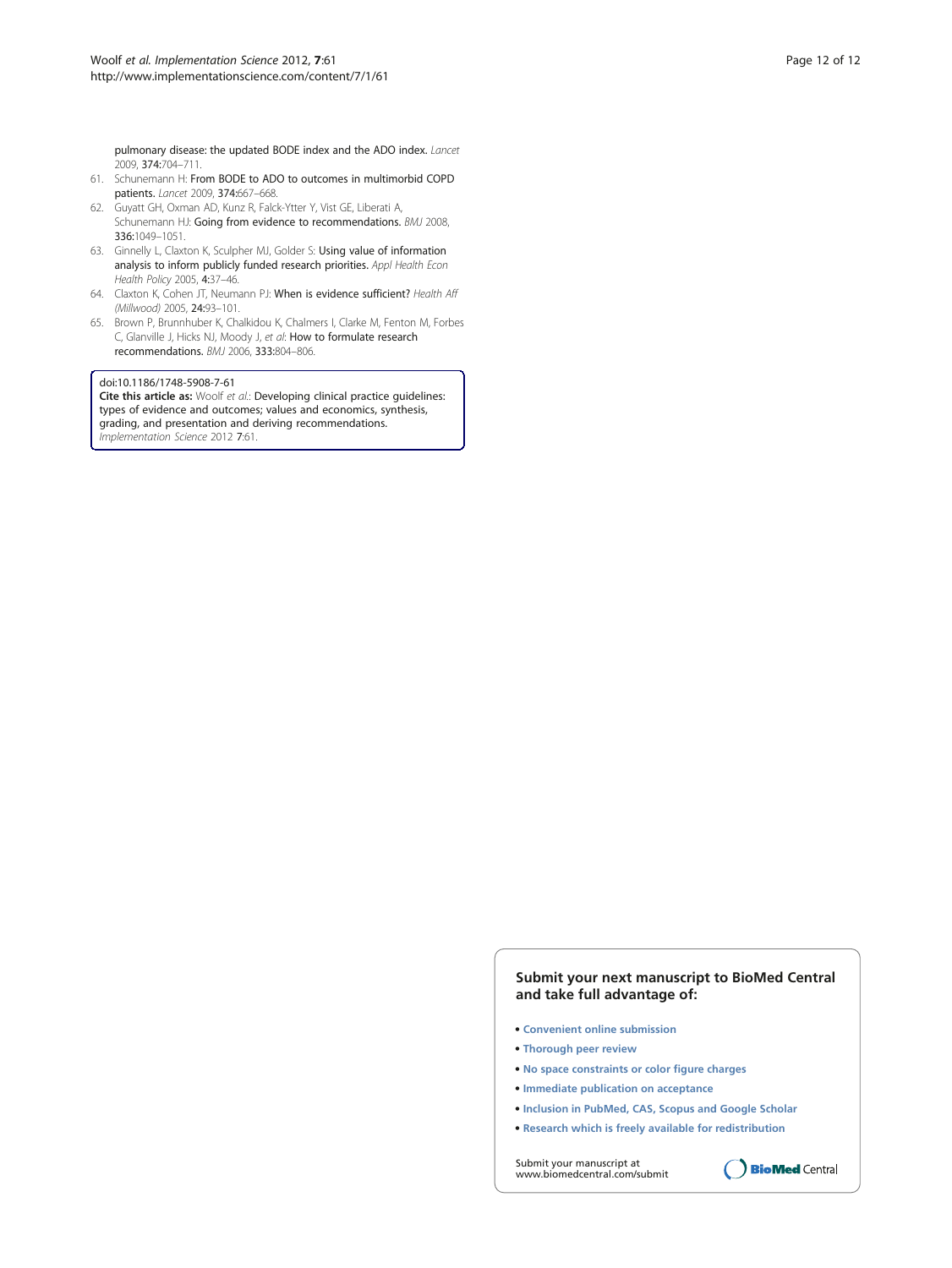pulmonary disease: the updated BODE index and the ADO index. *Lancet* 2009, **374**:704–711.

61. Schunemann H: From BODE to ADO to outcomes in multimorbid COPD patients. *Lancet* 2009, **374**:667–668.
62. Guyatt GH, Oxman AD, Kunz R, Falck-Ytter Y, Vist GE, Liberati A, Schunemann HJ: Going from evidence to recommendations. *BMJ* 2008, **336**:1049–1051.
63. Ginnelly L, Claxton K, Sculpher MJ, Golder S: Using value of information analysis to inform publicly funded research priorities. *Appl Health Econ Health Policy* 2005, **4**:37–46.
64. Claxton K, Cohen JT, Neumann PJ: When is evidence sufficient? *Health Aff (Millwood)* 2005, **24**:93–101.
65. Brown P, Brunnhuber K, Chalkidou K, Chalmers I, Clarke M, Fenton M, Forbes C, Glanville J, Hicks NJ, Moody J, *et al*: How to formulate research recommendations. *BMJ* 2006, **333**:804–806.

doi:10.1186/1748-5908-7-61
**Cite this article as:** Woolf *et al.*: Developing clinical practice guidelines: types of evidence and outcomes; values and economics, synthesis, grading, and presentation and deriving recommendations. *Implementation Science* 2012 **7**:61.

**Submit your next manuscript to BioMed Central and take full advantage of:**

- **Convenient online submission**
- **Thorough peer review**
- **No space constraints or color figure charges**
- **Immediate publication on acceptance**
- **Inclusion in PubMed, CAS, Scopus and Google Scholar**
- **Research which is freely available for redistribution**

Submit your manuscript at
www.biomedcentral.com/submit

BioMed Central